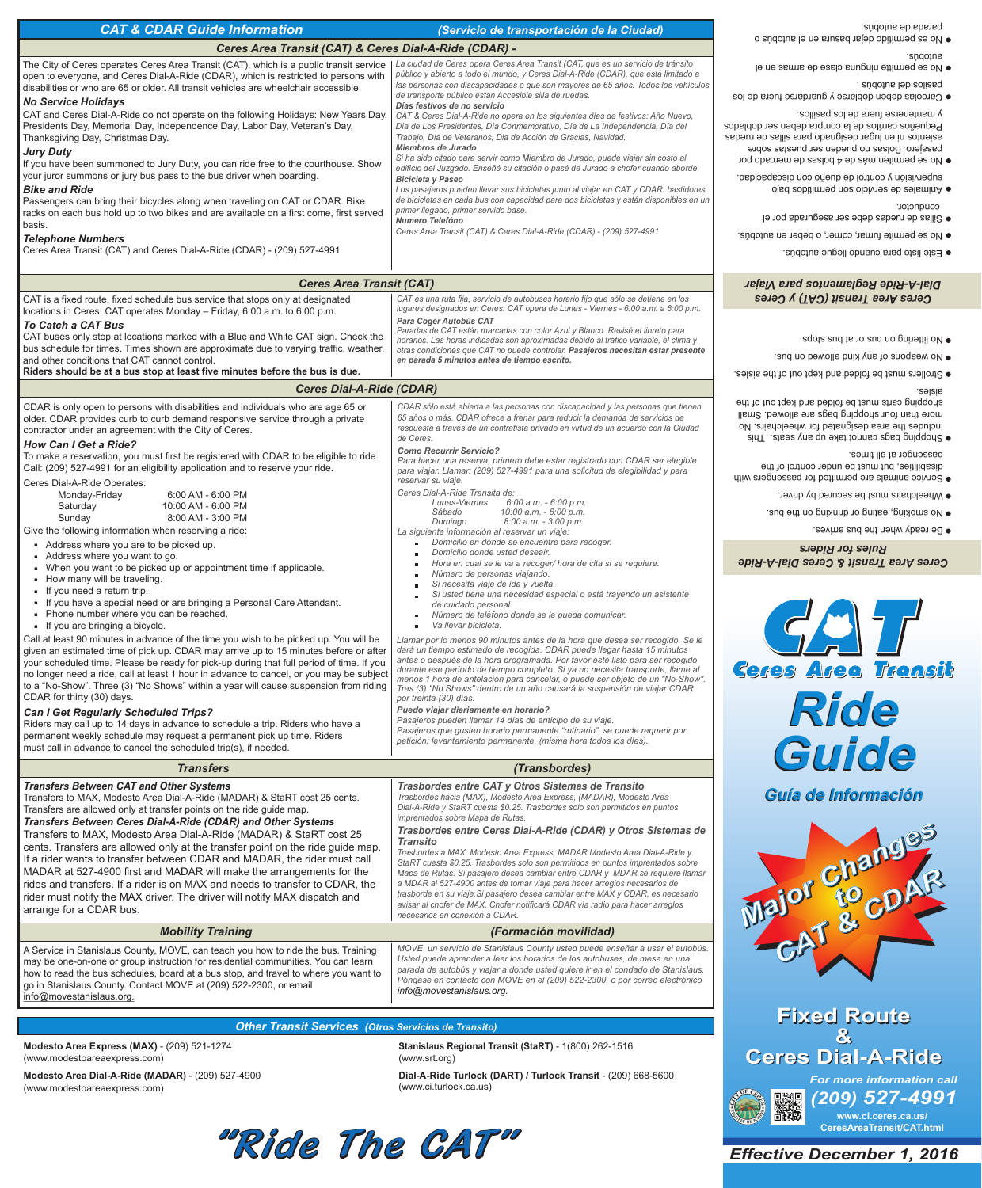# CAT & CDAR Guide Information (Servicio de transportación de la Ciudad)

## Ceres Area Transit (CAT) & Ceres Dial-A-Ride (CDAR) -

The City of Ceres operates Ceres Area Transit (CAT), which is a public transit service open to everyone, and Ceres Dial-A-Ride (CDAR), which is restricted to persons with disabilities or who are 65 or older. All transit vehicles are wheelchair accessible.

***No Service Holidays***

CAT and Ceres Dial-A-Ride do not operate on the following Holidays: New Years Day, Presidents Day, Memorial Day, Independence Day, Labor Day, Veteran's Day, Thanksgiving Day, Christmas Day.

***Jury Duty***

If you have been summoned to Jury Duty, you can ride free to the courthouse. Show your juror summons or jury bus pass to the bus driver when boarding.

***Bike and Ride***

Passengers can bring their bicycles along when traveling on CAT or CDAR. Bike racks on each bus hold up to two bikes and are available on a first come, first served basis.

***Telephone Numbers***

Ceres Area Transit (CAT) and Ceres Dial-A-Ride (CDAR) - (209) 527-4991

*La ciudad de Ceres opera Ceres Area Transit (CAT, que es un servicio de tránsito público y abierto a todo el mundo, y Ceres Dial-A-Ride (CDAR), que está limitado a las personas con discapacidades o que son mayores de 65 años. Todos los vehículos de transporte público están Accesible silla de ruedas.*

***Días festivos de no servicio***

*CAT & Ceres Dial-A-Ride no opera en los siguientes días de festivos: Año Nuevo, Día de Los Presidentes, Día Conmemorativo, Día de La Independencia, Día del Trabajo, Día de Veteranos, Día de Acción de Gracias, Navidad.*

***Miembros de Jurado***

*Si ha sido citado para servir como Miembro de Jurado, puede viajar sin costo al edificio del Juzgado. Enseñé su citación o pasé de Jurado a chofer cuando aborde.*

***Bicicleta y Paseo***

*Los pasajeros pueden llevar sus bicicletas junto al viajar en CAT y CDAR. bastidores de bicicletas en cada bus con capacidad para dos bicicletas y están disponibles en un primer llegado, primer servido base.*

***Numero Teléfono***

*Ceres Area Transit (CAT) & Ceres Dial-A-Ride (CDAR) - (209) 527-4991*

## Ceres Area Transit (CAT)

CAT is a fixed route, fixed schedule bus service that stops only at designated locations in Ceres. CAT operates Monday – Friday, 6:00 a.m. to 6:00 p.m.

***To Catch a CAT Bus***

CAT buses only stop at locations marked with a Blue and White CAT sign. Check the bus schedule for times. Times shown are approximate due to varying traffic, weather, and other conditions that CAT cannot control.

**Riders should be at a bus stop at least five minutes before the bus is due.**

*CAT es una ruta fija, servicio de autobuses horario fijo que sólo se detiene en los lugares designados en Ceres. CAT opera de Lunes - Viernes - 6:00 a.m. a 6:00 p.m.*

***Para Coger Autobús CAT***

*Paradas de CAT están marcadas con color Azul y Blanco. Revisé el libreto para horarios. Las horas indicadas son aproximadas debido al tráfico variable, el clima y otras condiciones que CAT no puede controlar.* ***Pasajeros necesitan estar presente en parada 5 minutos antes de tiempo escrito.***

## Ceres Dial-A-Ride (CDAR)

CDAR is only open to persons with disabilities and individuals who are age 65 or older. CDAR provides curb to curb demand responsive service through a private contractor under an agreement with the City of Ceres.

***How Can I Get a Ride?***

To make a reservation, you must first be registered with CDAR to be eligible to ride. Call: (209) 527-4991 for an eligibility application and to reserve your ride.

Ceres Dial-A-Ride Operates:

| | |
|---|---|
| Monday-Friday | 6:00 AM - 6:00 PM |
| Saturday | 10:00 AM - 6:00 PM |
| Sunday | 8:00 AM - 3:00 PM |

Give the following information when reserving a ride:

- Address where you are to be picked up.
- Address where you want to go.
- When you want to be picked up or appointment time if applicable.
- How many will be traveling.
- If you need a return trip.
- If you have a special need or are bringing a Personal Care Attendant.
- Phone number where you can be reached.
- If you are bringing a bicycle.

Call at least 90 minutes in advance of the time you wish to be picked up. You will be given an estimated time of pick up. CDAR may arrive up to 15 minutes before or after your scheduled time. Please be ready for pick-up during that full period of time. If you no longer need a ride, call at least 1 hour in advance to cancel, or you may be subject to a "No-Show". Three (3) "No Shows" within a year will cause suspension from riding CDAR for thirty (30) days.

***Can I Get Regularly Scheduled Trips?***

Riders may call up to 14 days in advance to schedule a trip. Riders who have a permanent weekly schedule may request a permanent pick up time. Riders must call in advance to cancel the scheduled trip(s), if needed.

*CDAR sólo está abierta a las personas con discapacidad y las personas que tienen 65 años o más. CDAR ofrece a frenar para reducir la demanda de servicios de respuesta a través de un contratista privado en virtud de un acuerdo con la Ciudad de Ceres.*

***Como Recurrir Servicio?***

*Para hacer una reserva, primero debe estar registrado con CDAR ser elegible para viajar. Llamar: (209) 527-4991 para una solicitud de elegibilidad y para reservar su viaje.*

*Ceres Dial-A-Ride Transita de:*

| | |
|---|---|
| *Lunes-Viernes* | *6:00 a.m. - 6:00 p.m.* |
| *Sábado* | *10:00 a.m. - 6:00 p.m.* |
| *Domingo* | *8:00 a.m. - 3:00 p.m.* |

*La siguiente información al reservar un viaje:*

- *Domicilio en donde se encuentre para recoger.*
- *Domicilio donde usted desear.*
- *Hora en cual se le va a recoger/ hora de cita si se requiere.*
- *Número de personas viajando.*
- *Si necesita viaje de ida y vuelta.*
- *Si usted tiene una necesidad especial o está trayendo un asistente de cuidado personal.*
- *Número de teléfono donde se le pueda comunicar.*
- *Va llevar bicicleta.*

*Llamar por lo menos 90 minutos antes de la hora que desea ser recogido. Se le dará un tiempo estimado de recogida. CDAR puede llegar hasta 15 minutos antes o después de la hora programada. Por favor esté listo para ser recogido durante ese período de tiempo completo. Si ya no necesita transporte, llame al menos 1 hora de antelación para cancelar, o puede ser objeto de un "No-Show". Tres (3) "No Shows" dentro de un año causará la suspensión de viajar CDAR por treinta (30) días.*

***Puedo viajar diariamente en horario?***

*Pasajeros pueden llamar 14 días de anticipo de su viaje. Pasajeros que gusten horario permanente "rutinario", se puede requerir por petición; levantamiento permanente, (misma hora todos los días).*

## Transfers (Transbordes)

***Transfers Between CAT and Other Systems***

Transfers to MAX, Modesto Area Dial-A-Ride (MADAR) & StaRT cost 25 cents. Transfers are allowed only at transfer points on the ride guide map.

***Transfers Between Ceres Dial-A-Ride (CDAR) and Other Systems***

Transfers to MAX, Modesto Area Dial-A-Ride (MADAR) & StaRT cost 25 cents. Transfers are allowed only at the transfer point on the ride guide map. If a rider wants to transfer between CDAR and MADAR, the rider must call MADAR at 527-4900 first and MADAR will make the arrangements for the rides and transfers. If a rider is on MAX and needs to transfer to CDAR, the rider must notify the MAX driver. The driver will notify MAX dispatch and arrange for a CDAR bus.

***Trasbordes entre CAT y Otros Sistemas de Transito***

*Trasbordes hacia (MAX), Modesto Area Express, (MADAR), Modesto Area Dial-A-Ride y StaRT cuesta $0.25. Trasbordes solo son permitidos en puntos imprentados sobre Mapa de Rutas.*

***Trasbordes entre Ceres Dial-A-Ride (CDAR) y Otros Sistemas de Transito***

*Trasbordes a MAX, Modesto Area Express, MADAR Modesto Area Dial-A-Ride y StaRT cuesta $0.25. Trasbordes solo son permitidos en puntos imprentados sobre Mapa de Rutas. Si pasajero desea cambiar entre CDAR y MDAR se requiere llamar a MDAR al 527-4900 antes de tomar viaje para hacer arreglos necesarios de trasborde en su viaje.Si pasajero desea cambiar entre MAX y CDAR, es necesario avisar al chofer de MAX. Chofer notificará CDAR vía radio para hacer arreglos necesarios en conexión a CDAR.*

## Mobility Training (Formación movilidad)

A Service in Stanislaus County, MOVE, can teach you how to ride the bus. Training may be one-on-one or group instruction for residential communities. You can learn how to read the bus schedules, board at a bus stop, and travel to where you want to go in Stanislaus County. Contact MOVE at (209) 522-2300, or email info@movestanislaus.org.

*MOVE un servicio de Stanislaus County usted puede enseñar a usar el autobús. Usted puede aprender a leer los horarios de los autobuses, de mesa en una parada de autobús y viajar a donde usted quiere ir en el condado de Stanislaus. Póngase en contacto con MOVE en el (209) 522-2300, o por correo electrónico info@movestanislaus.org.*

## Other Transit Services (Otros Servicios de Transito)

**Modesto Area Express (MAX)** - (209) 521-1274 (www.modestoareaexpress.com)

**Modesto Area Dial-A-Ride (MADAR)** - (209) 527-4900 (www.modestoareaexpress.com)

**Stanislaus Regional Transit (StaRT)** - 1(800) 262-1516 (www.srt.org)

**Dial-A-Ride Turlock (DART) / Turlock Transit** - (209) 668-5600 (www.ci.turlock.ca.us)

**"Ride The CAT"**

## Ceres Area Transit & Ceres Dial-A-Ride Rules for Riders

- Be ready when the bus arrives.
- No smoking, eating or drinking on the bus.
- Wheelchairs must be secured by driver.
- Service animals are permitted for passengers with disabilities, but must be under control of the passenger at all times.
- Shopping bags cannot take up any seats. This includes the area designated for wheelchairs. No more than four shopping bags are allowed. Small shopping carts must be folded and kept out of the aisles.
- Strollers must be folded and kept out of the aisles.
- No weapons of any kind allowed on bus.
- No littering on bus or at bus stops.

## Ceres Area Transit (CAT) y Ceres Dial-A-Ride Reglamentos para Viajar

- Este listo para cuando llegue autobús.
- No se permite fumar, comer, o beber en autobús.
- Sillas de ruedas debe ser asegurada por el conductor.
- Animales de servicio son permitidos bajo supervisión y control de dueño con discapacidad.
- No se permiten más de 4 bolsas de mercado por pasajero. Bolsas no pueden ser puestas sobre asientos ni en lugar designado para sillas de ruedas. Pequeños carritos de la compra deben ser doblados y mantenerse fuera de los pasillos.
- Carreolas deben doblarse y guardarse fuera de los pasillos del autobús.
- No se permite ninguna clase de armas en el autobús.
- No se permitido dejar basura en el autobús o parada de autobús.

# CAT Ceres Area Transit

# Ride Guide

## Guía de Información

**Major Changes to CAT & CDAR**

## Fixed Route & Ceres Dial-A-Ride

For more information call **(209) 527-4991**

www.ci.ceres.ca.us/CeresAreaTransit/CAT.html

**Effective December 1, 2016**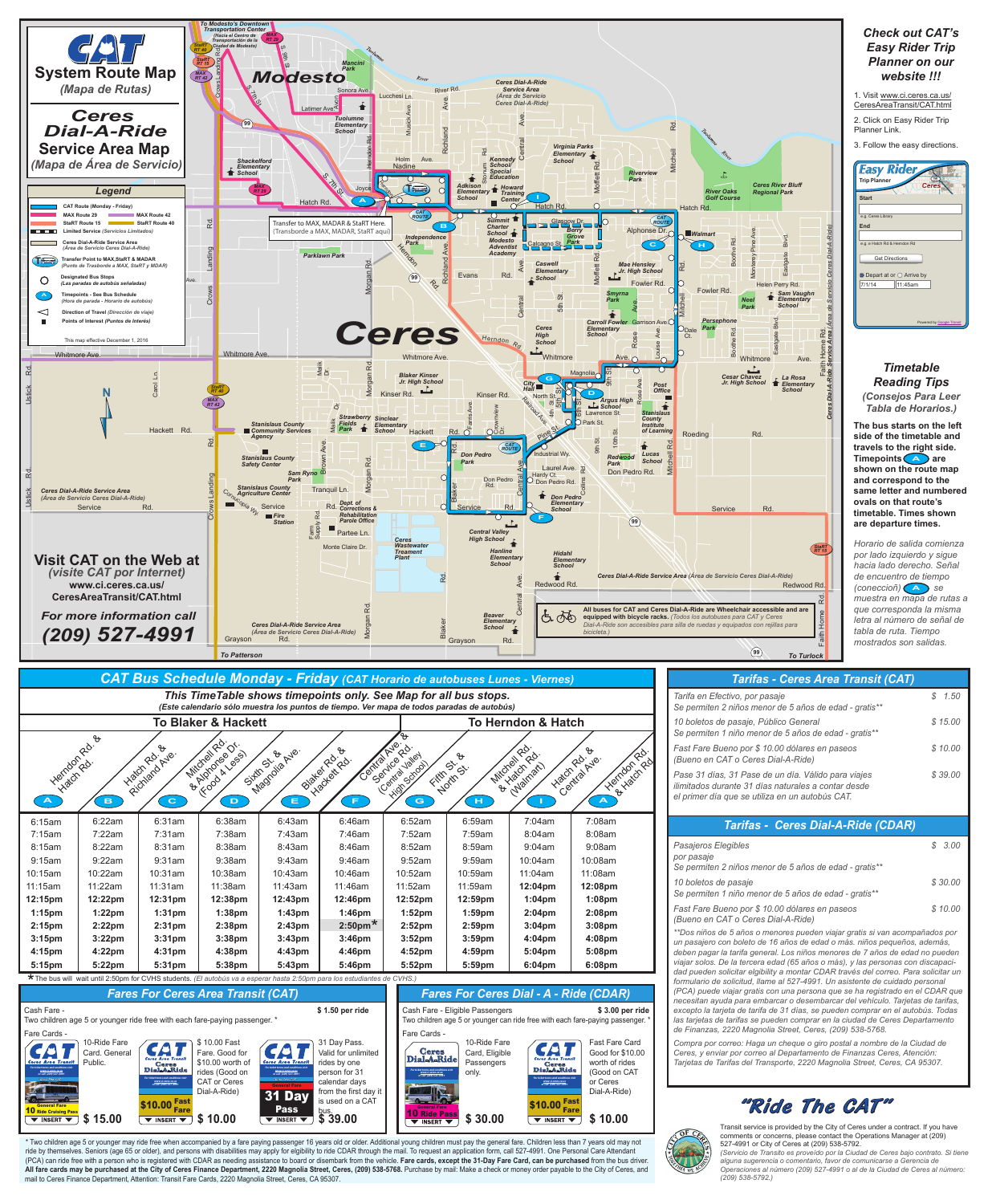# CAT System Route Map
*(Mapa de Rutas)*

## Ceres Dial-A-Ride Service Area Map
*(Mapa de Área de Servicio)*

### Legend
- CAT Route (Monday - Friday)
- MAX Route 29
- MAX Route 42
- StaRT Route 15
- StaRT Route 40
- Limited Service *(Servicios Limitados)*
- Ceres Dial-A-Ride Service Area *(Area de Servicio Ceres Dial-A-Ride)*
- Transfer Point to MAX, StaRT & MADAR *(Punto de Trasborde a MAX, StaRT y MDAR)*
- Designated Bus Stops *(Las paradas de autobús señaladas)*
- Timepoints - See Bus Schedule *(Hora de parada - Horario de autobús)*
- Direction of Travel *(Dirección de viaje)*
- Points of Interest *(Puntos de Interés)*

This map effective December 1, 2016

Transfer to MAX, MADAR & StaRT Here. (Transborde a MAX, MADAR, StaRT aquí)

All buses for CAT and Ceres Dial-A-Ride are Wheelchair accessible and are equipped with bicycle racks. *(Todos los autobuses para CAT y Ceres Dial-A-Ride son accesibles para silla de ruedas y equipados con rejillas para bicicleta.)*

## Visit CAT on the Web at
*(visite CAT por Internet)*

www.ci.ceres.ca.us/CeresAreaTransit/CAT.html

*For more information call*

**(209) 527-4991**

## Check out CAT's Easy Rider Trip Planner on our website !!!

1. Visit www.ci.ceres.ca.us/CeresAreaTransit/CAT.html
2. Click on Easy Rider Trip Planner Link.
3. Follow the easy directions.

## Timetable Reading Tips
*(Consejos Para Leer Tabla de Horarios.)*

**The bus starts on the left side of the timetable and travels to the right side. Timepoints (A) are shown on the route map and correspond to the same letter and numbered ovals on that route's timetable. Times shown are departure times.**

*Horario de salida comienza por lado izquierdo y sigue hacia lado derecho. Señal de encuentro de tiempo (conección) (A) se muestra en mapa de rutas a que corresponda la misma letra al número de señal de tabla de ruta. Tiempo mostrados son salidas.*

## CAT Bus Schedule Monday - Friday *(CAT Horario de autobuses Lunes - Viernes)*

**This TimeTable shows timepoints only. See Map for all bus stops.**
*(Este calendario sólo muestra los puntos de tiempo. Ver mapa de todos paradas de autobús)*

| To Blaker & Hackett | | | | | | To Herndon & Hatch | | | |
|---|---|---|---|---|---|---|---|---|---|
| A: Herndon Rd. & Hatch Rd. | B: Hatch Rd. & Richland Ave. | C: Mitchell Rd. & Alphonse Dr. (Food 4 Less) | D: Sixth St. & Magnolia Ave. | E: Blaker Rd. & Hackett Rd. | F: Central Ave. & Service Rd. (Central Valley High School) | G: Fifth St. & North St. | H: Mitchell Rd. & Hatch Rd. (Walmart) | I: Hatch Rd. & Central Ave. | A: Herndon Rd. & Hatch Rd. |
| 6:15am | 6:22am | 6:31am | 6:38am | 6:43am | 6:46am | 6:52am | 6:59am | 7:04am | 7:08am |
| 7:15am | 7:22am | 7:31am | 7:38am | 7:43am | 7:46am | 7:52am | 7:59am | 8:04am | 8:08am |
| 8:15am | 8:22am | 8:31am | 8:38am | 8:43am | 8:46am | 8:52am | 8:59am | 9:04am | 9:08am |
| 9:15am | 9:22am | 9:31am | 9:38am | 9:43am | 9:46am | 9:52am | 9:59am | 10:04am | 10:08am |
| 10:15am | 10:22am | 10:31am | 10:38am | 10:43am | 10:46am | 10:52am | 10:59am | 11:04am | 11:08am |
| 11:15am | 11:22am | 11:31am | 11:38am | 11:43am | 11:46am | 11:52am | 11:59am | **12:04pm** | **12:08pm** |
| **12:15pm** | **12:22pm** | **12:31pm** | **12:38pm** | **12:43pm** | **12:46pm** | **12:52pm** | **12:59pm** | **1:04pm** | **1:08pm** |
| **1:15pm** | **1:22pm** | **1:31pm** | **1:38pm** | **1:43pm** | **1:46pm** | **1:52pm** | **1:59pm** | **2:04pm** | **2:08pm** |
| **2:15pm** | **2:22pm** | **2:31pm** | **2:38pm** | **2:43pm** | **2:50pm*** | **2:52pm** | **2:59pm** | **3:04pm** | **3:08pm** |
| **3:15pm** | **3:22pm** | **3:31pm** | **3:38pm** | **3:43pm** | **3:46pm** | **3:52pm** | **3:59pm** | **4:04pm** | **4:08pm** |
| **4:15pm** | **4:22pm** | **4:31pm** | **4:38pm** | **4:43pm** | **4:46pm** | **4:52pm** | **4:59pm** | **5:04pm** | **5:08pm** |
| **5:15pm** | **5:22pm** | **5:31pm** | **5:38pm** | **5:43pm** | **5:46pm** | **5:52pm** | **5:59pm** | **6:04pm** | **6:08pm** |

*The bus will wait until 2:50pm for CVHS students. *(El autobús va a esperar hasta 2:50pm para los estudiantes de CVHS.)*

## Fares For Ceres Area Transit (CAT)

Cash Fare - **$ 1.50 per ride**

Two children age 5 or younger ride free with each fare-paying passenger. *

Fare Cards -

- 10-Ride Fare Card. General Public. **$ 15.00**
- $ 10.00 Fast Fare. Good for $10.00 worth of rides (Good on CAT or Ceres Dial-A-Ride) **$ 10.00**
- 31 Day Pass. Valid for unlimited rides by one person for 31 calendar days from the first day it is used on a CAT bus. **$ 39.00**

## Fares For Ceres Dial - A - Ride (CDAR)

Cash Fare - Eligible Passengers **$ 3.00 per ride**

Two children age 5 or younger ride free with each fare-paying passenger. *

Fare Cards -

- 10-Ride Fare Card, Eligible Passengers only. **$ 30.00**
- Fast Fare Card Good for $10.00 worth of rides (Good on CAT or Ceres Dial-A-Ride) **$ 10.00**

* Two children age 5 or younger may ride free when accompanied by a fare paying passenger 16 years old or older. Additional young children must pay the general fare. Children less than 7 years old may not ride by themselves. Seniors (age 65 or older), and persons with disabilities may apply for eligibility to ride CDAR through the mail. To request an application form, call 527-4991. One Personal Care Attendant (PCA) can ride free with a person who is registered with CDAR as needing assistance to board or disembark from the vehicle. **Fare cards, except the 31-Day Fare Card, can be purchased** from the bus driver. **All fare cards may be purchased at the City of Ceres Finance Department, 2220 Magnolia Street, Ceres, (209) 538-5768.** Purchase by mail: Make a check or money order payable to the City of Ceres, and mail to Ceres Finance Department, Attention: Transit Fare Cards, 2220 Magnolia Street, Ceres, CA 95307.

## Tarifas - Ceres Area Transit (CAT)

| | |
|---|---|
| *Tarifa en Efectivo, por pasaje* <br> *Se permiten 2 niños menor de 5 años de edad - gratis\*\** | *$ 1.50* |
| *10 boletos de pasaje, Público General* <br> *Se permiten 1 niño menor de 5 años de edad - gratis\*\** | *$ 15.00* |
| *Fast Fare Bueno por $ 10.00 dólares en paseos* <br> *(Bueno en CAT o Ceres Dial-A-Ride)* | *$ 10.00* |
| *Pase 31 días, 31 Pase de un día. Válido para viajes ilimitados durante 31 días naturales a contar desde el primer día que se utiliza en un autobús CAT.* | *$ 39.00* |

## Tarifas - Ceres Dial-A-Ride (CDAR)

| | |
|---|---|
| *Pasajeros Elegibles por pasaje* <br> *Se permiten 2 niños menor de 5 años de edad - gratis\*\** | *$ 3.00* |
| *10 boletos de pasaje* <br> *Se permiten 1 niño menor de 5 años de edad - gratis\*\** | *$ 30.00* |
| *Fast Fare Bueno por $ 10.00 dólares en paseos* <br> *(Bueno en CAT o Ceres Dial-A-Ride)* | *$ 10.00* |

*\*\*Dos niños de 5 años o menores pueden viajar gratis si van acompañados por un pasajero con boleto de 16 años de edad o más. niños pequeños, además, deben pagar la tarifa general. Los niños menores de 7 años de edad no pueden viajar solos. De la tercera edad (65 años o más), y las personas con discapacidad pueden solicitar elegibilidad a montar CDAR través del correo. Para solicitar un formulario de solicitud, llame al 527-4991. Un asistente de cuidado personal (PCA) puede viajar gratis con una persona que se ha registrado en el CDAR que necesitan ayuda para embarcar o desembarcar del vehículo. Tarjetas de tarifas, excepto la tarjeta de tarifa de 31 días, se pueden comprar en el autobús. Todas las tarjetas de tarifa se pueden comprar en la ciudad de Ceres Departamento de Finanzas, 2220 Magnolia Street, Ceres, (209) 538-5768.*

*Compra por correo: Haga un cheque o giro postal a nombre de la Ciudad de Ceres, y enviar por correo al Departamento de Finanzas Ceres, Atención: Tarjetas de Tarifas del Transporte, 2220 Magnolia Street, Ceres, CA 95307.*

## "Ride The CAT"

Transit service is provided by the City of Ceres under a contract. If you have comments or concerns, please contact the Operations Manager at (209) 527-4991 or City of Ceres at (209) 538-5792.

*(Servicio de Transito es proveído por la Ciudad de Ceres bajo contrato. Si tiene alguna sugerencia o comentario, favor de comunicarse a Gerencia de Operaciones al número (209) 527-4991 o al de la Ciudad de Ceres al número: (209) 538-5792.)*